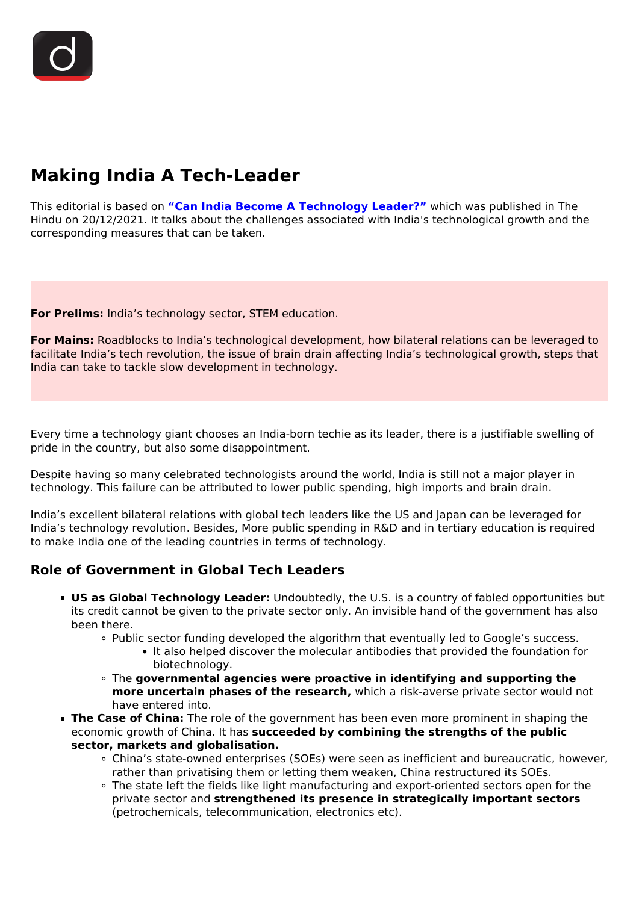# Making India A Tech-Leader

This editorial is based on **"Can India Become A Technology Leader?"** which was published in The Hindu on 20/12/2021. It talks about the challenges associated with India's technological growth and the corresponding measures that can be taken.

**For Prelims:** India's technology sector, STEM education.

**For Mains:** Roadblocks to India's technological development, how bilateral relations can be leveraged to facilitate India's tech revolution, the issue of brain drain affecting India's technological growth, steps that India can take to tackle slow development in technology.

Every time a technology giant chooses an India-born techie as its leader, there is a justifiable swelling of pride in the country, but also some disappointment.

Despite having so many celebrated technologists around the world, India is still not a major player in technology. This failure can be attributed to lower public spending, high imports and brain drain.

India's excellent bilateral relations with global tech leaders like the US and Japan can be leveraged for India's technology revolution. Besides, More public spending in R&D and in tertiary education is required to make India one of the leading countries in terms of technology.

## Role of Government in Global Tech Leaders

- **US as Global Technology Leader:** Undoubtedly, the U.S. is a country of fabled opportunities but its credit cannot be given to the private sector only. An invisible hand of the government has also been there.
  - Public sector funding developed the algorithm that eventually led to Google's success.
    - It also helped discover the molecular antibodies that provided the foundation for biotechnology.
  - The **governmental agencies were proactive in identifying and supporting the more uncertain phases of the research,** which a risk-averse private sector would not have entered into.
- **The Case of China:** The role of the government has been even more prominent in shaping the economic growth of China. It has **succeeded by combining the strengths of the public sector, markets and globalisation.**
  - China's state-owned enterprises (SOEs) were seen as inefficient and bureaucratic, however, rather than privatising them or letting them weaken, China restructured its SOEs.
  - The state left the fields like light manufacturing and export-oriented sectors open for the private sector and **strengthened its presence in strategically important sectors** (petrochemicals, telecommunication, electronics etc).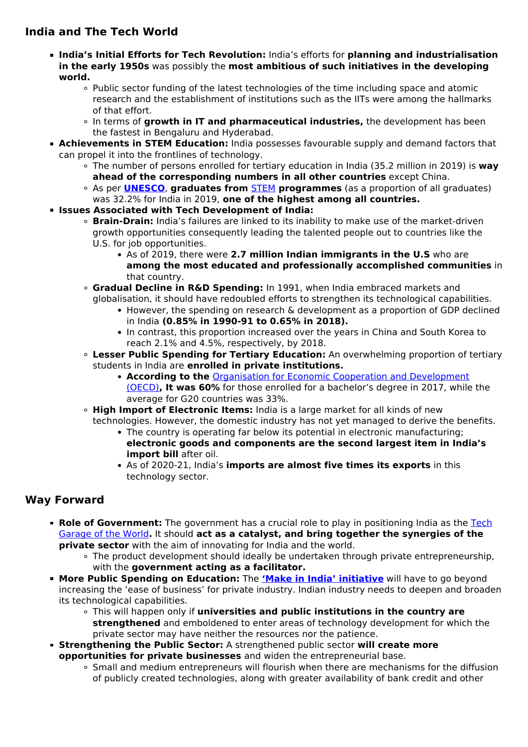## India and The Tech World

- **India's Initial Efforts for Tech Revolution:** India's efforts for **planning and industrialisation in the early 1950s** was possibly the **most ambitious of such initiatives in the developing world.**
    - Public sector funding of the latest technologies of the time including space and atomic research and the establishment of institutions such as the IITs were among the hallmarks of that effort.
    - In terms of **growth in IT and pharmaceutical industries,** the development has been the fastest in Bengaluru and Hyderabad.
- **Achievements in STEM Education:** India possesses favourable supply and demand factors that can propel it into the frontlines of technology.
    - The number of persons enrolled for tertiary education in India (35.2 million in 2019) is **way ahead of the corresponding numbers in all other countries** except China.
    - As per **UNESCO**, **graduates from** STEM **programmes** (as a proportion of all graduates) was 32.2% for India in 2019, **one of the highest among all countries.**
- **Issues Associated with Tech Development of India:**
    - **Brain-Drain:** India's failures are linked to its inability to make use of the market-driven growth opportunities consequently leading the talented people out to countries like the U.S. for job opportunities.
        - As of 2019, there were **2.7 million Indian immigrants in the U.S** who are **among the most educated and professionally accomplished communities** in that country.
    - **Gradual Decline in R&D Spending:** In 1991, when India embraced markets and globalisation, it should have redoubled efforts to strengthen its technological capabilities.
        - However, the spending on research & development as a proportion of GDP declined in India **(0.85% in 1990-91 to 0.65% in 2018).**
        - In contrast, this proportion increased over the years in China and South Korea to reach 2.1% and 4.5%, respectively, by 2018.
    - **Lesser Public Spending for Tertiary Education:** An overwhelming proportion of tertiary students in India are **enrolled in private institutions.**
        - **According to the** Organisation for Economic Cooperation and Development (OECD)**, It was 60%** for those enrolled for a bachelor's degree in 2017, while the average for G20 countries was 33%.
    - **High Import of Electronic Items:** India is a large market for all kinds of new technologies. However, the domestic industry has not yet managed to derive the benefits.
        - The country is operating far below its potential in electronic manufacturing; **electronic goods and components are the second largest item in India's import bill** after oil.
        - As of 2020-21, India's **imports are almost five times its exports** in this technology sector.

## Way Forward

- **Role of Government:** The government has a crucial role to play in positioning India as the Tech Garage of the World**.** It should **act as a catalyst, and bring together the synergies of the private sector** with the aim of innovating for India and the world.
    - The product development should ideally be undertaken through private entrepreneurship, with the **government acting as a facilitator.**
- **More Public Spending on Education:** The **'Make in India' initiative** will have to go beyond increasing the 'ease of business' for private industry. Indian industry needs to deepen and broaden its technological capabilities.
    - This will happen only if **universities and public institutions in the country are strengthened** and emboldened to enter areas of technology development for which the private sector may have neither the resources nor the patience.
- **Strengthening the Public Sector:** A strengthened public sector **will create more opportunities for private businesses** and widen the entrepreneurial base.
    - Small and medium entrepreneurs will flourish when there are mechanisms for the diffusion of publicly created technologies, along with greater availability of bank credit and other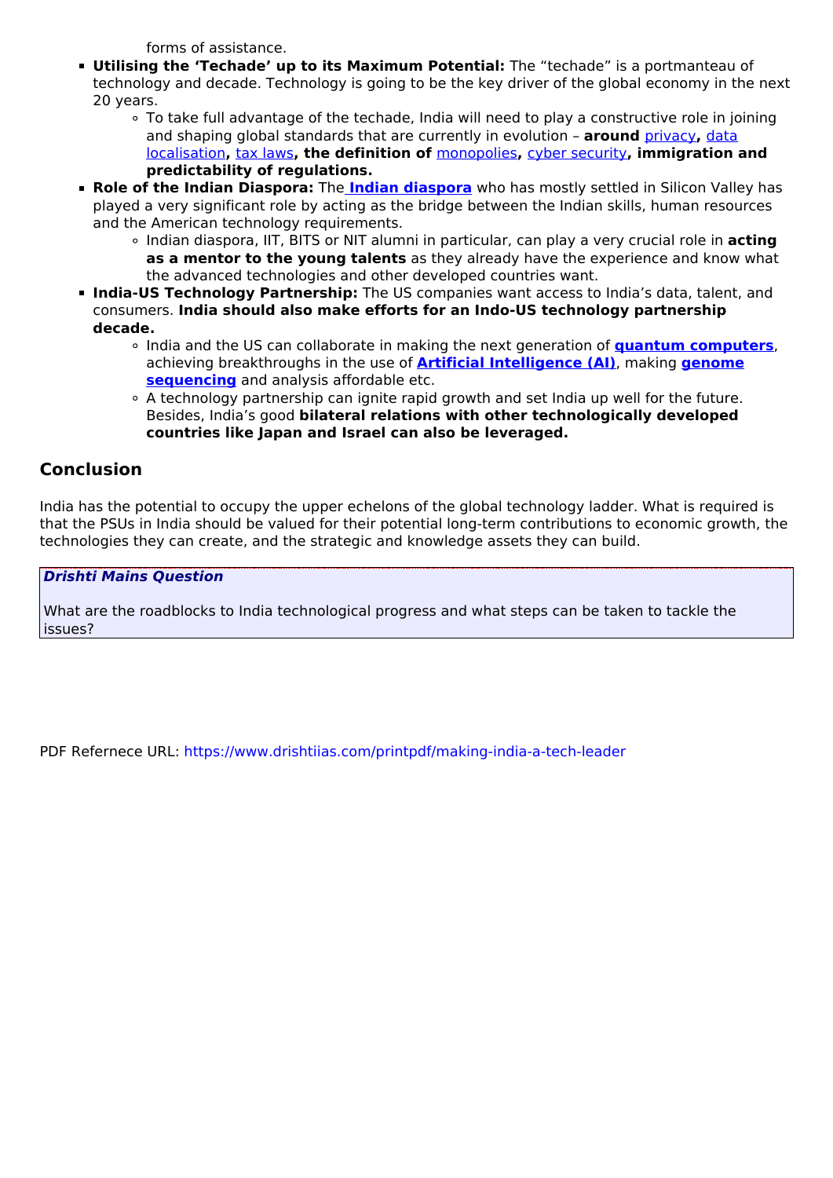forms of assistance.

- **Utilising the 'Techade' up to its Maximum Potential:** The "techade" is a portmanteau of technology and decade. Technology is going to be the key driver of the global economy in the next 20 years.
    - To take full advantage of the techade, India will need to play a constructive role in joining and shaping global standards that are currently in evolution – **around** privacy**,** data localisation**,** tax laws**, the definition of** monopolies**,** cyber security**, immigration and predictability of regulations.**
- **Role of the Indian Diaspora:** The **Indian diaspora** who has mostly settled in Silicon Valley has played a very significant role by acting as the bridge between the Indian skills, human resources and the American technology requirements.
    - Indian diaspora, IIT, BITS or NIT alumni in particular, can play a very crucial role in **acting as a mentor to the young talents** as they already have the experience and know what the advanced technologies and other developed countries want.
- **India-US Technology Partnership:** The US companies want access to India's data, talent, and consumers. **India should also make efforts for an Indo-US technology partnership decade.**
    - India and the US can collaborate in making the next generation of **quantum computers**, achieving breakthroughs in the use of **Artificial Intelligence (AI)**, making **genome sequencing** and analysis affordable etc.
    - A technology partnership can ignite rapid growth and set India up well for the future. Besides, India's good **bilateral relations with other technologically developed countries like Japan and Israel can also be leveraged.**

## Conclusion

India has the potential to occupy the upper echelons of the global technology ladder. What is required is that the PSUs in India should be valued for their potential long-term contributions to economic growth, the technologies they can create, and the strategic and knowledge assets they can build.

***Drishti Mains Question***

What are the roadblocks to India technological progress and what steps can be taken to tackle the issues?

PDF Refernece URL: https://www.drishtiias.com/printpdf/making-india-a-tech-leader